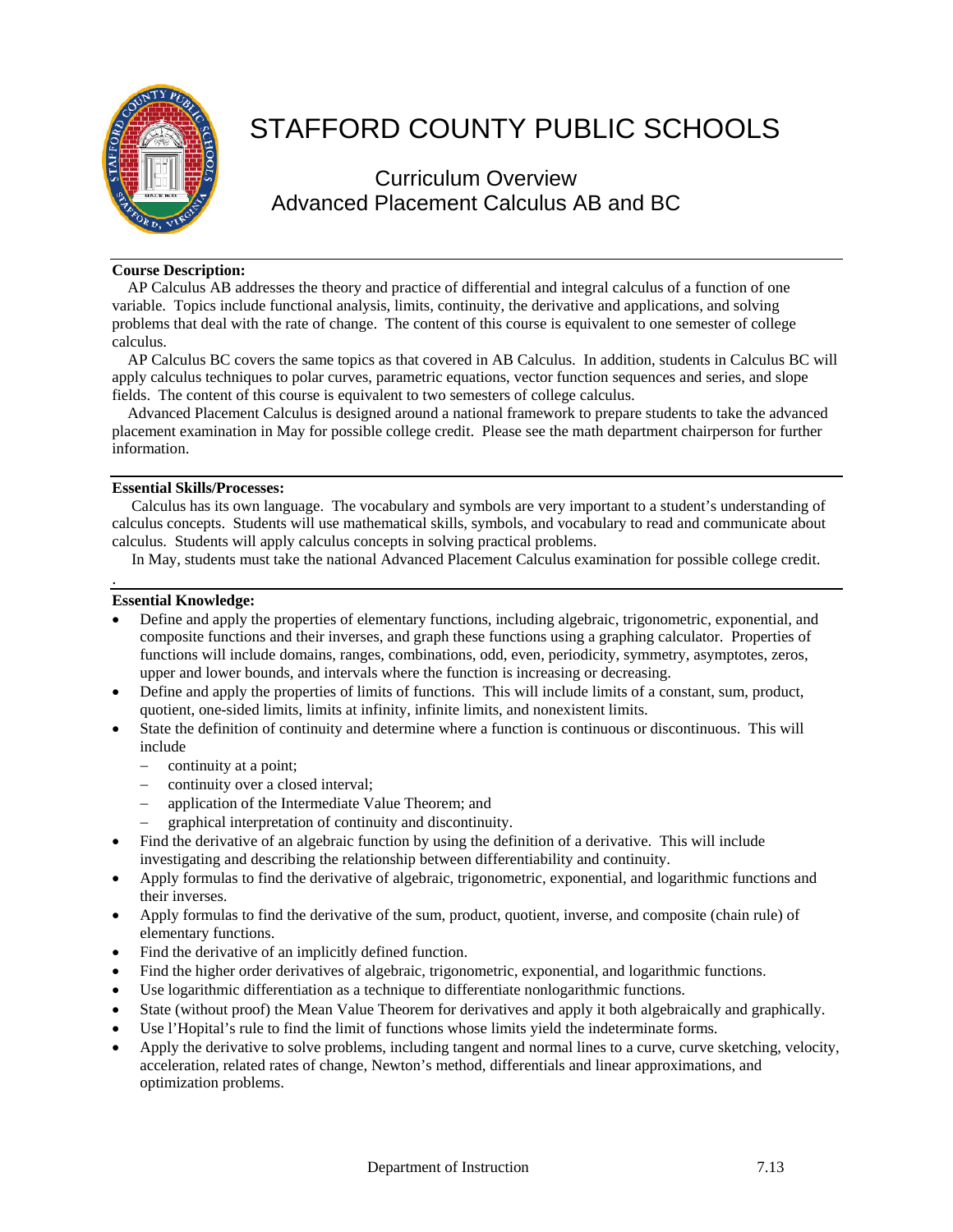# STAFFORD COUNTY PUBLIC SCHOOLS

## Curriculum Overview
## Advanced Placement Calculus AB and BC

**Course Description:**

AP Calculus AB addresses the theory and practice of differential and integral calculus of a function of one variable. Topics include functional analysis, limits, continuity, the derivative and applications, and solving problems that deal with the rate of change. The content of this course is equivalent to one semester of college calculus.

AP Calculus BC covers the same topics as that covered in AB Calculus. In addition, students in Calculus BC will apply calculus techniques to polar curves, parametric equations, vector function sequences and series, and slope fields. The content of this course is equivalent to two semesters of college calculus.

Advanced Placement Calculus is designed around a national framework to prepare students to take the advanced placement examination in May for possible college credit. Please see the math department chairperson for further information.

**Essential Skills/Processes:**

Calculus has its own language. The vocabulary and symbols are very important to a student's understanding of calculus concepts. Students will use mathematical skills, symbols, and vocabulary to read and communicate about calculus. Students will apply calculus concepts in solving practical problems.

In May, students must take the national Advanced Placement Calculus examination for possible college credit.

.

**Essential Knowledge:**

- Define and apply the properties of elementary functions, including algebraic, trigonometric, exponential, and composite functions and their inverses, and graph these functions using a graphing calculator. Properties of functions will include domains, ranges, combinations, odd, even, periodicity, symmetry, asymptotes, zeros, upper and lower bounds, and intervals where the function is increasing or decreasing.
- Define and apply the properties of limits of functions. This will include limits of a constant, sum, product, quotient, one-sided limits, limits at infinity, infinite limits, and nonexistent limits.
- State the definition of continuity and determine where a function is continuous or discontinuous. This will include
  - continuity at a point;
  - continuity over a closed interval;
  - application of the Intermediate Value Theorem; and
  - graphical interpretation of continuity and discontinuity.
- Find the derivative of an algebraic function by using the definition of a derivative. This will include investigating and describing the relationship between differentiability and continuity.
- Apply formulas to find the derivative of algebraic, trigonometric, exponential, and logarithmic functions and their inverses.
- Apply formulas to find the derivative of the sum, product, quotient, inverse, and composite (chain rule) of elementary functions.
- Find the derivative of an implicitly defined function.
- Find the higher order derivatives of algebraic, trigonometric, exponential, and logarithmic functions.
- Use logarithmic differentiation as a technique to differentiate nonlogarithmic functions.
- State (without proof) the Mean Value Theorem for derivatives and apply it both algebraically and graphically.
- Use l'Hopital's rule to find the limit of functions whose limits yield the indeterminate forms.
- Apply the derivative to solve problems, including tangent and normal lines to a curve, curve sketching, velocity, acceleration, related rates of change, Newton's method, differentials and linear approximations, and optimization problems.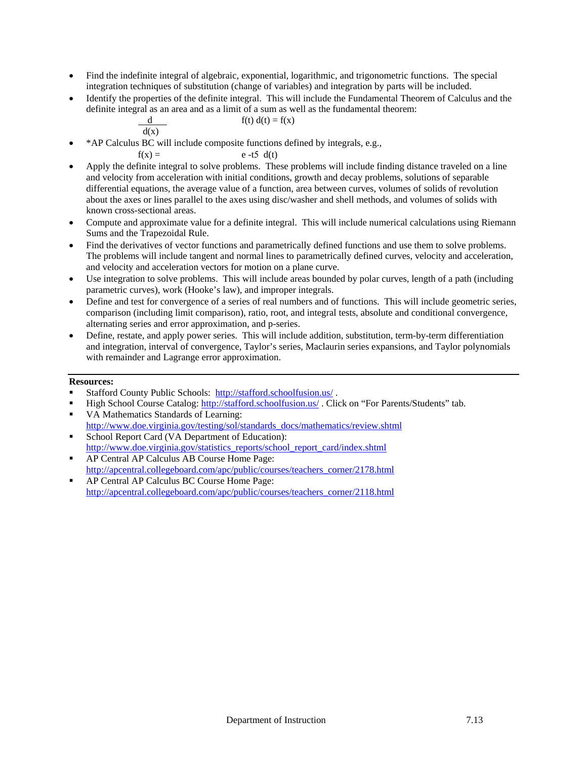- Find the indefinite integral of algebraic, exponential, logarithmic, and trigonometric functions. The special integration techniques of substitution (change of variables) and integration by parts will be included.
- Identify the properties of the definite integral. This will include the Fundamental Theorem of Calculus and the definite integral as an area and as a limit of a sum as well as the fundamental theorem:

$$\frac{d}{d(x)} \qquad f(t)\ d(t) = f(x)$$

- *AP Calculus BC will include composite functions defined by integrals, e.g.,

$$f(x) = \qquad e^{-t5}\ d(t)$$

- Apply the definite integral to solve problems. These problems will include finding distance traveled on a line and velocity from acceleration with initial conditions, growth and decay problems, solutions of separable differential equations, the average value of a function, area between curves, volumes of solids of revolution about the axes or lines parallel to the axes using disc/washer and shell methods, and volumes of solids with known cross-sectional areas.
- Compute and approximate value for a definite integral. This will include numerical calculations using Riemann Sums and the Trapezoidal Rule.
- Find the derivatives of vector functions and parametrically defined functions and use them to solve problems. The problems will include tangent and normal lines to parametrically defined curves, velocity and acceleration, and velocity and acceleration vectors for motion on a plane curve.
- Use integration to solve problems. This will include areas bounded by polar curves, length of a path (including parametric curves), work (Hooke's law), and improper integrals.
- Define and test for convergence of a series of real numbers and of functions. This will include geometric series, comparison (including limit comparison), ratio, root, and integral tests, absolute and conditional convergence, alternating series and error approximation, and p-series.
- Define, restate, and apply power series. This will include addition, substitution, term-by-term differentiation and integration, interval of convergence, Taylor's series, Maclaurin series expansions, and Taylor polynomials with remainder and Lagrange error approximation.

---

**Resources:**

- Stafford County Public Schools: http://stafford.schoolfusion.us/ .
- High School Course Catalog: http://stafford.schoolfusion.us/ . Click on "For Parents/Students" tab.
- VA Mathematics Standards of Learning: http://www.doe.virginia.gov/testing/sol/standards_docs/mathematics/review.shtml
- School Report Card (VA Department of Education): http://www.doe.virginia.gov/statistics_reports/school_report_card/index.shtml
- AP Central AP Calculus AB Course Home Page: http://apcentral.collegeboard.com/apc/public/courses/teachers_corner/2178.html
- AP Central AP Calculus BC Course Home Page: http://apcentral.collegeboard.com/apc/public/courses/teachers_corner/2118.html